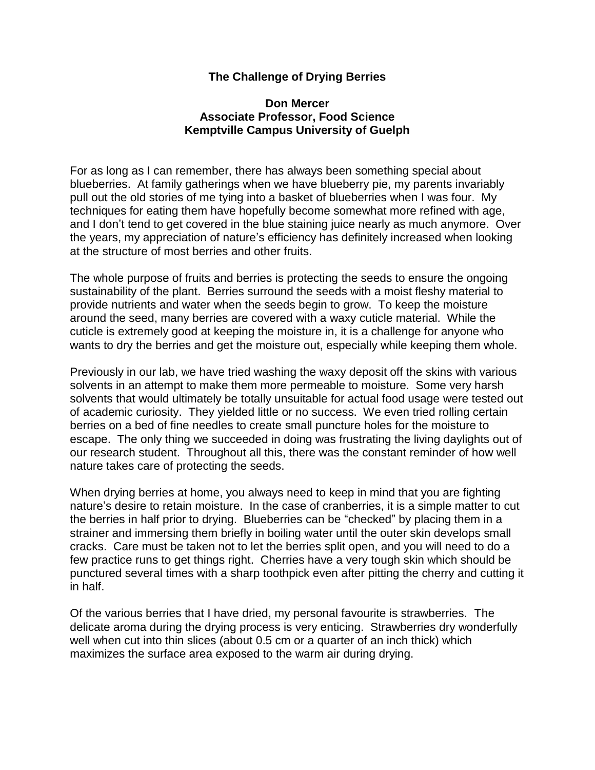# The Challenge of Drying Berries

**Don Mercer**
**Associate Professor, Food Science**
**Kemptville Campus University of Guelph**

For as long as I can remember, there has always been something special about blueberries. At family gatherings when we have blueberry pie, my parents invariably pull out the old stories of me tying into a basket of blueberries when I was four. My techniques for eating them have hopefully become somewhat more refined with age, and I don't tend to get covered in the blue staining juice nearly as much anymore. Over the years, my appreciation of nature's efficiency has definitely increased when looking at the structure of most berries and other fruits.

The whole purpose of fruits and berries is protecting the seeds to ensure the ongoing sustainability of the plant. Berries surround the seeds with a moist fleshy material to provide nutrients and water when the seeds begin to grow. To keep the moisture around the seed, many berries are covered with a waxy cuticle material. While the cuticle is extremely good at keeping the moisture in, it is a challenge for anyone who wants to dry the berries and get the moisture out, especially while keeping them whole.

Previously in our lab, we have tried washing the waxy deposit off the skins with various solvents in an attempt to make them more permeable to moisture. Some very harsh solvents that would ultimately be totally unsuitable for actual food usage were tested out of academic curiosity. They yielded little or no success. We even tried rolling certain berries on a bed of fine needles to create small puncture holes for the moisture to escape. The only thing we succeeded in doing was frustrating the living daylights out of our research student. Throughout all this, there was the constant reminder of how well nature takes care of protecting the seeds.

When drying berries at home, you always need to keep in mind that you are fighting nature's desire to retain moisture. In the case of cranberries, it is a simple matter to cut the berries in half prior to drying. Blueberries can be "checked" by placing them in a strainer and immersing them briefly in boiling water until the outer skin develops small cracks. Care must be taken not to let the berries split open, and you will need to do a few practice runs to get things right. Cherries have a very tough skin which should be punctured several times with a sharp toothpick even after pitting the cherry and cutting it in half.

Of the various berries that I have dried, my personal favourite is strawberries. The delicate aroma during the drying process is very enticing. Strawberries dry wonderfully well when cut into thin slices (about 0.5 cm or a quarter of an inch thick) which maximizes the surface area exposed to the warm air during drying.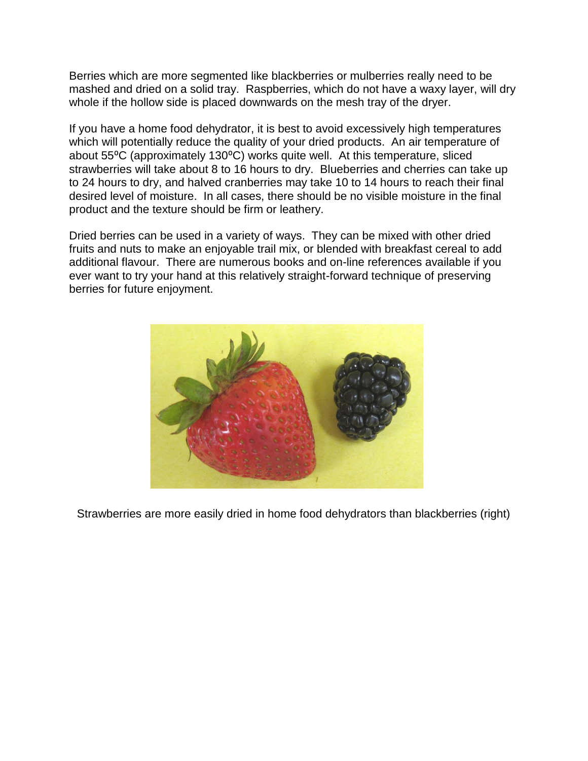Berries which are more segmented like blackberries or mulberries really need to be mashed and dried on a solid tray. Raspberries, which do not have a waxy layer, will dry whole if the hollow side is placed downwards on the mesh tray of the dryer.

If you have a home food dehydrator, it is best to avoid excessively high temperatures which will potentially reduce the quality of your dried products. An air temperature of about 55ºC (approximately 130ºC) works quite well. At this temperature, sliced strawberries will take about 8 to 16 hours to dry. Blueberries and cherries can take up to 24 hours to dry, and halved cranberries may take 10 to 14 hours to reach their final desired level of moisture. In all cases, there should be no visible moisture in the final product and the texture should be firm or leathery.

Dried berries can be used in a variety of ways. They can be mixed with other dried fruits and nuts to make an enjoyable trail mix, or blended with breakfast cereal to add additional flavour. There are numerous books and on-line references available if you ever want to try your hand at this relatively straight-forward technique of preserving berries for future enjoyment.

Strawberries are more easily dried in home food dehydrators than blackberries (right)